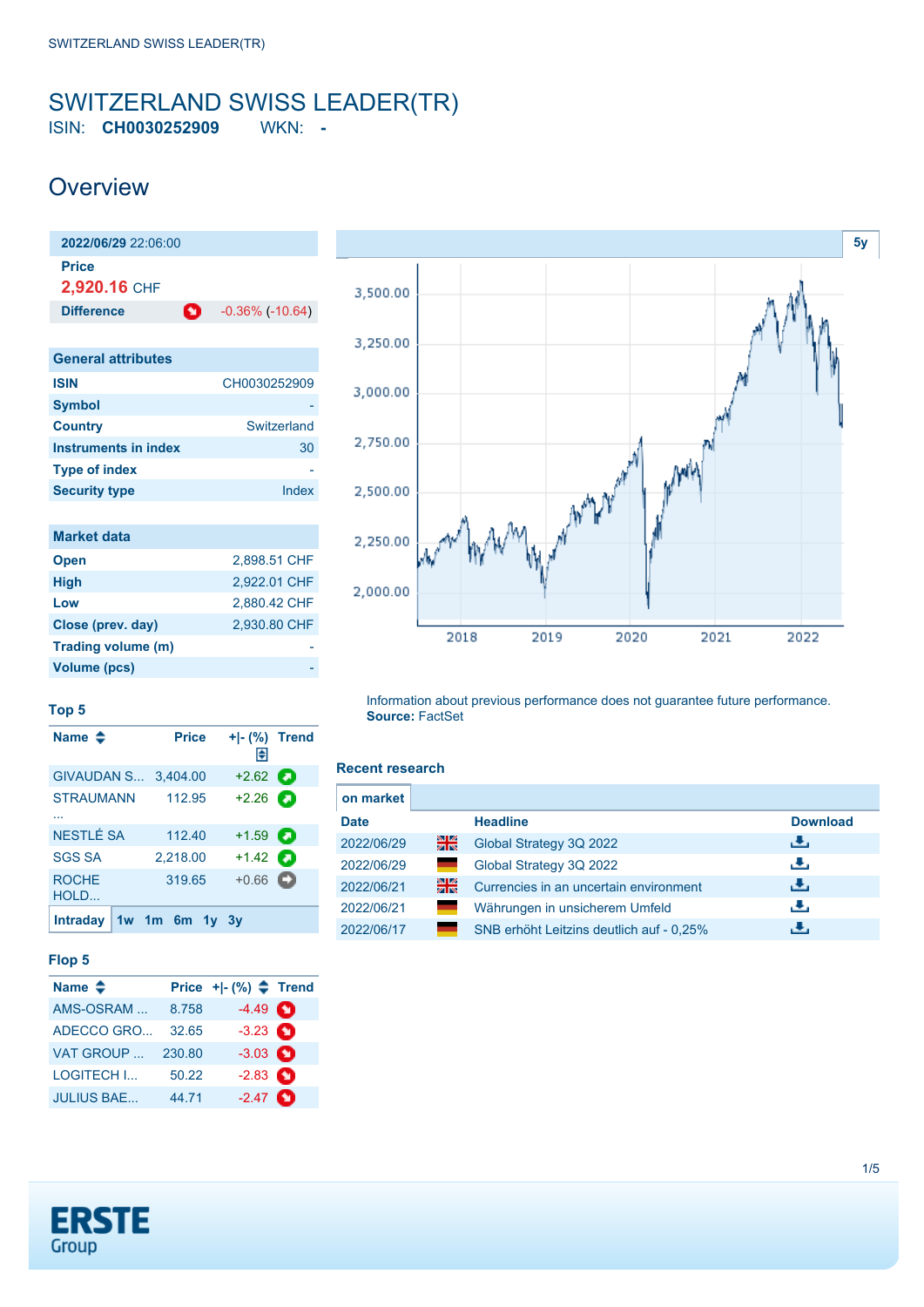# SWITZERLAND SWISS LEADER(TR)

ISIN: **CH0030252909** WKN: **-**

## Overview

**2022/06/29** 22:06:00

**Price**

**2,920.16** CHF

| **Difference** | -0.36% (-10.64) |
|---|---|

| General attributes | |
|---|---|
| **ISIN** | CH0030252909 |
| **Symbol** | - |
| **Country** | Switzerland |
| **Instruments in index** | 30 |
| **Type of index** | - |
| **Security type** | Index |

| Market data | |
|---|---|
| **Open** | 2,898.51 CHF |
| **High** | 2,922.01 CHF |
| **Low** | 2,880.42 CHF |
| **Close (prev. day)** | 2,930.80 CHF |
| **Trading volume (m)** | - |
| **Volume (pcs)** | - |

### Top 5

| Name | Price | +\|- (%) | Trend |
|---|---|---|---|
| GIVAUDAN S... | 3,404.00 | +2.62 | |
| STRAUMANN ... | 112.95 | +2.26 | |
| NESTLÉ SA | 112.40 | +1.59 | |
| SGS SA | 2,218.00 | +1.42 | |
| ROCHE HOLD... | 319.65 | +0.66 | |

Intraday 1w 1m 6m 1y 3y

### Flop 5

| Name | Price | +\|- (%) | Trend |
|---|---|---|---|
| AMS-OSRAM ... | 8.758 | -4.49 | |
| ADECCO GRO... | 32.65 | -3.23 | |
| VAT GROUP ... | 230.80 | -3.03 | |
| LOGITECH I... | 50.22 | -2.83 | |
| JULIUS BAE... | 44.71 | -2.47 | |

5y

Information about previous performance does not guarantee future performance.
**Source:** FactSet

### Recent research

on market

| Date | | Headline | Download |
|---|---|---|---|
| 2022/06/29 | EN | Global Strategy 3Q 2022 | |
| 2022/06/29 | DE | Global Strategy 3Q 2022 | |
| 2022/06/21 | EN | Currencies in an uncertain environment | |
| 2022/06/21 | DE | Währungen in unsicherem Umfeld | |
| 2022/06/17 | DE | SNB erhöht Leitzins deutlich auf - 0,25% | |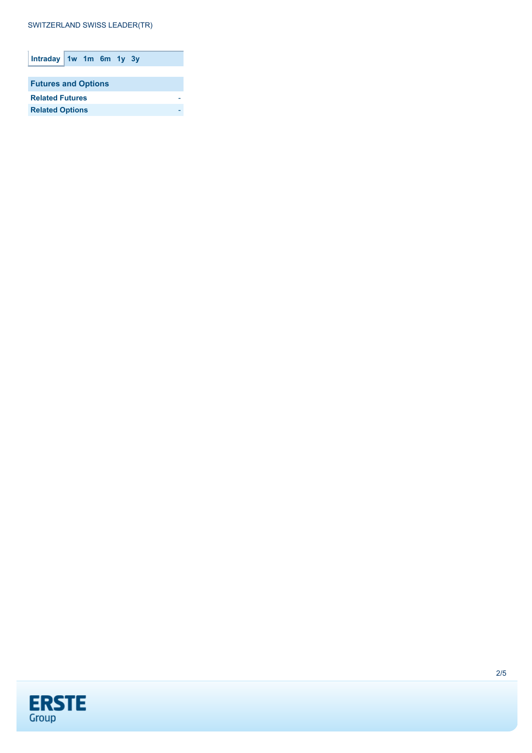Intraday | 1w | 1m | 6m | 1y | 3y

| Futures and Options | |
|---|---|
| **Related Futures** | - |
| **Related Options** | - |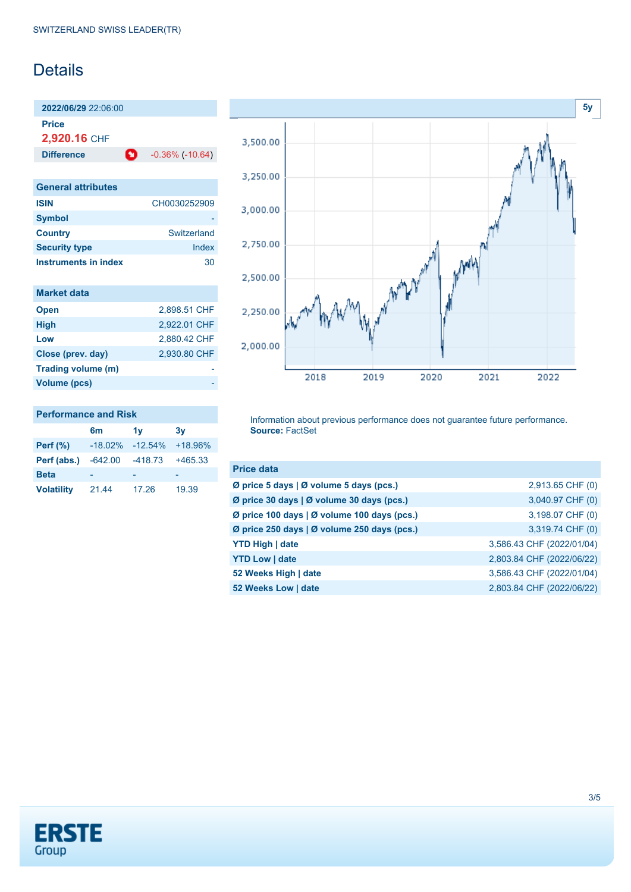SWITZERLAND SWISS LEADER(TR)

# Details

**2022/06/29** 22:06:00

**Price**
**2,920.16** CHF

**Difference** -0.36% (-10.64)

| General attributes | |
|---|---|
| **ISIN** | CH0030252909 |
| **Symbol** | - |
| **Country** | Switzerland |
| **Security type** | Index |
| **Instruments in index** | 30 |

| Market data | |
|---|---|
| **Open** | 2,898.51 CHF |
| **High** | 2,922.01 CHF |
| **Low** | 2,880.42 CHF |
| **Close (prev. day)** | 2,930.80 CHF |
| **Trading volume (m)** | - |
| **Volume (pcs)** | - |

| Performance and Risk | 6m | 1y | 3y |
|---|---|---|---|
| **Perf (%)** | -18.02% | -12.54% | +18.96% |
| **Perf (abs.)** | -642.00 | -418.73 | +465.33 |
| **Beta** | - | - | - |
| **Volatility** | 21.44 | 17.26 | 19.39 |

Information about previous performance does not guarantee future performance.
**Source:** FactSet

| Price data | |
|---|---|
| **Ø price 5 days \| Ø volume 5 days (pcs.)** | 2,913.65 CHF (0) |
| **Ø price 30 days \| Ø volume 30 days (pcs.)** | 3,040.97 CHF (0) |
| **Ø price 100 days \| Ø volume 100 days (pcs.)** | 3,198.07 CHF (0) |
| **Ø price 250 days \| Ø volume 250 days (pcs.)** | 3,319.74 CHF (0) |
| **YTD High \| date** | 3,586.43 CHF (2022/01/04) |
| **YTD Low \| date** | 2,803.84 CHF (2022/06/22) |
| **52 Weeks High \| date** | 3,586.43 CHF (2022/01/04) |
| **52 Weeks Low \| date** | 2,803.84 CHF (2022/06/22) |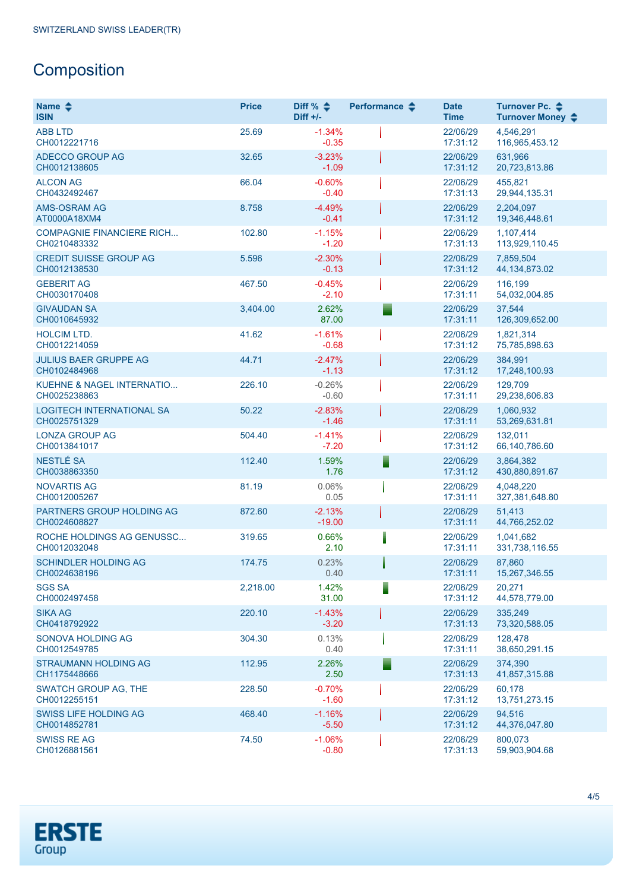SWITZERLAND SWISS LEADER(TR)

# Composition

| Name<br>ISIN | Price | Diff %<br>Diff +/- | Performance | Date<br>Time | Turnover Pc.<br>Turnover Money |
|---|---|---|---|---|---|
| ABB LTD<br>CH0012221716 | 25.69 | -1.34%<br>-0.35 | | 22/06/29<br>17:31:12 | 4,546,291<br>116,965,453.12 |
| ADECCO GROUP AG<br>CH0012138605 | 32.65 | -3.23%<br>-1.09 | | 22/06/29<br>17:31:12 | 631,966<br>20,723,813.86 |
| ALCON AG<br>CH0432492467 | 66.04 | -0.60%<br>-0.40 | | 22/06/29<br>17:31:13 | 455,821<br>29,944,135.31 |
| AMS-OSRAM AG<br>AT0000A18XM4 | 8.758 | -4.49%<br>-0.41 | | 22/06/29<br>17:31:12 | 2,204,097<br>19,346,448.61 |
| COMPAGNIE FINANCIERE RICH...<br>CH0210483332 | 102.80 | -1.15%<br>-1.20 | | 22/06/29<br>17:31:13 | 1,107,414<br>113,929,110.45 |
| CREDIT SUISSE GROUP AG<br>CH0012138530 | 5.596 | -2.30%<br>-0.13 | | 22/06/29<br>17:31:12 | 7,859,504<br>44,134,873.02 |
| GEBERIT AG<br>CH0030170408 | 467.50 | -0.45%<br>-2.10 | | 22/06/29<br>17:31:11 | 116,199<br>54,032,004.85 |
| GIVAUDAN SA<br>CH0010645932 | 3,404.00 | 2.62%<br>87.00 | | 22/06/29<br>17:31:11 | 37,544<br>126,309,652.00 |
| HOLCIM LTD.<br>CH0012214059 | 41.62 | -1.61%<br>-0.68 | | 22/06/29<br>17:31:12 | 1,821,314<br>75,785,898.63 |
| JULIUS BAER GRUPPE AG<br>CH0102484968 | 44.71 | -2.47%<br>-1.13 | | 22/06/29<br>17:31:12 | 384,991<br>17,248,100.93 |
| KUEHNE & NAGEL INTERNATIO...<br>CH0025238863 | 226.10 | -0.26%<br>-0.60 | | 22/06/29<br>17:31:11 | 129,709<br>29,238,606.83 |
| LOGITECH INTERNATIONAL SA<br>CH0025751329 | 50.22 | -2.83%<br>-1.46 | | 22/06/29<br>17:31:11 | 1,060,932<br>53,269,631.81 |
| LONZA GROUP AG<br>CH0013841017 | 504.40 | -1.41%<br>-7.20 | | 22/06/29<br>17:31:12 | 132,011<br>66,140,786.60 |
| NESTLÉ SA<br>CH0038863350 | 112.40 | 1.59%<br>1.76 | | 22/06/29<br>17:31:12 | 3,864,382<br>430,880,891.67 |
| NOVARTIS AG<br>CH0012005267 | 81.19 | 0.06%<br>0.05 | | 22/06/29<br>17:31:11 | 4,048,220<br>327,381,648.80 |
| PARTNERS GROUP HOLDING AG<br>CH0024608827 | 872.60 | -2.13%<br>-19.00 | | 22/06/29<br>17:31:11 | 51,413<br>44,766,252.02 |
| ROCHE HOLDINGS AG GENUSSC...<br>CH0012032048 | 319.65 | 0.66%<br>2.10 | | 22/06/29<br>17:31:11 | 1,041,682<br>331,738,116.55 |
| SCHINDLER HOLDING AG<br>CH0024638196 | 174.75 | 0.23%<br>0.40 | | 22/06/29<br>17:31:11 | 87,860<br>15,267,346.55 |
| SGS SA<br>CH0002497458 | 2,218.00 | 1.42%<br>31.00 | | 22/06/29<br>17:31:12 | 20,271<br>44,578,779.00 |
| SIKA AG<br>CH0418792922 | 220.10 | -1.43%<br>-3.20 | | 22/06/29<br>17:31:13 | 335,249<br>73,320,588.05 |
| SONOVA HOLDING AG<br>CH0012549785 | 304.30 | 0.13%<br>0.40 | | 22/06/29<br>17:31:11 | 128,478<br>38,650,291.15 |
| STRAUMANN HOLDING AG<br>CH1175448666 | 112.95 | 2.26%<br>2.50 | | 22/06/29<br>17:31:13 | 374,390<br>41,857,315.88 |
| SWATCH GROUP AG, THE<br>CH0012255151 | 228.50 | -0.70%<br>-1.60 | | 22/06/29<br>17:31:12 | 60,178<br>13,751,273.15 |
| SWISS LIFE HOLDING AG<br>CH0014852781 | 468.40 | -1.16%<br>-5.50 | | 22/06/29<br>17:31:12 | 94,516<br>44,376,047.80 |
| SWISS RE AG<br>CH0126881561 | 74.50 | -1.06%<br>-0.80 | | 22/06/29<br>17:31:13 | 800,073<br>59,903,904.68 |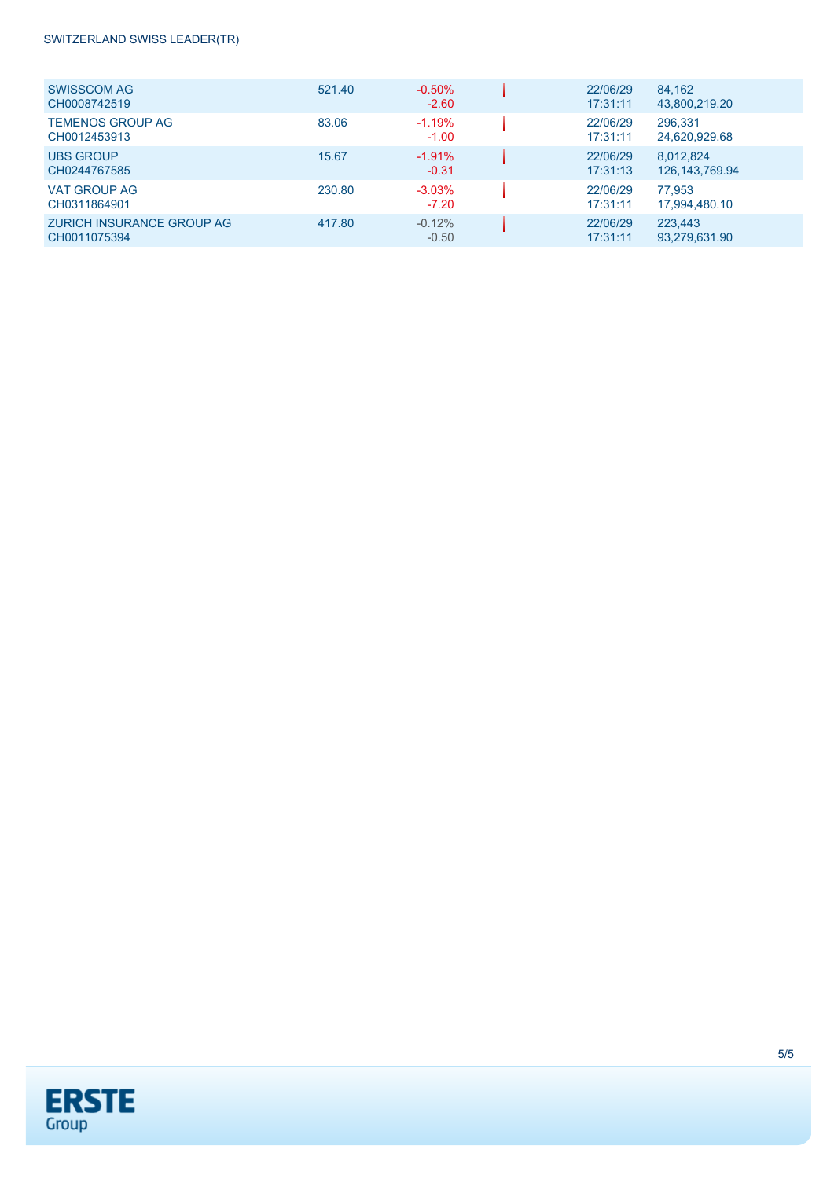| | | | | | |
|---|---|---|---|---|---|
| SWISSCOM AG<br>CH0008742519 | 521.40 | -0.50%<br>-2.60 | | 22/06/29<br>17:31:11 | 84,162<br>43,800,219.20 |
| TEMENOS GROUP AG<br>CH0012453913 | 83.06 | -1.19%<br>-1.00 | | 22/06/29<br>17:31:11 | 296,331<br>24,620,929.68 |
| UBS GROUP<br>CH0244767585 | 15.67 | -1.91%<br>-0.31 | | 22/06/29<br>17:31:13 | 8,012,824<br>126,143,769.94 |
| VAT GROUP AG<br>CH0311864901 | 230.80 | -3.03%<br>-7.20 | | 22/06/29<br>17:31:11 | 77,953<br>17,994,480.10 |
| ZURICH INSURANCE GROUP AG<br>CH0011075394 | 417.80 | -0.12%<br>-0.50 | | 22/06/29<br>17:31:11 | 223,443<br>93,279,631.90 |